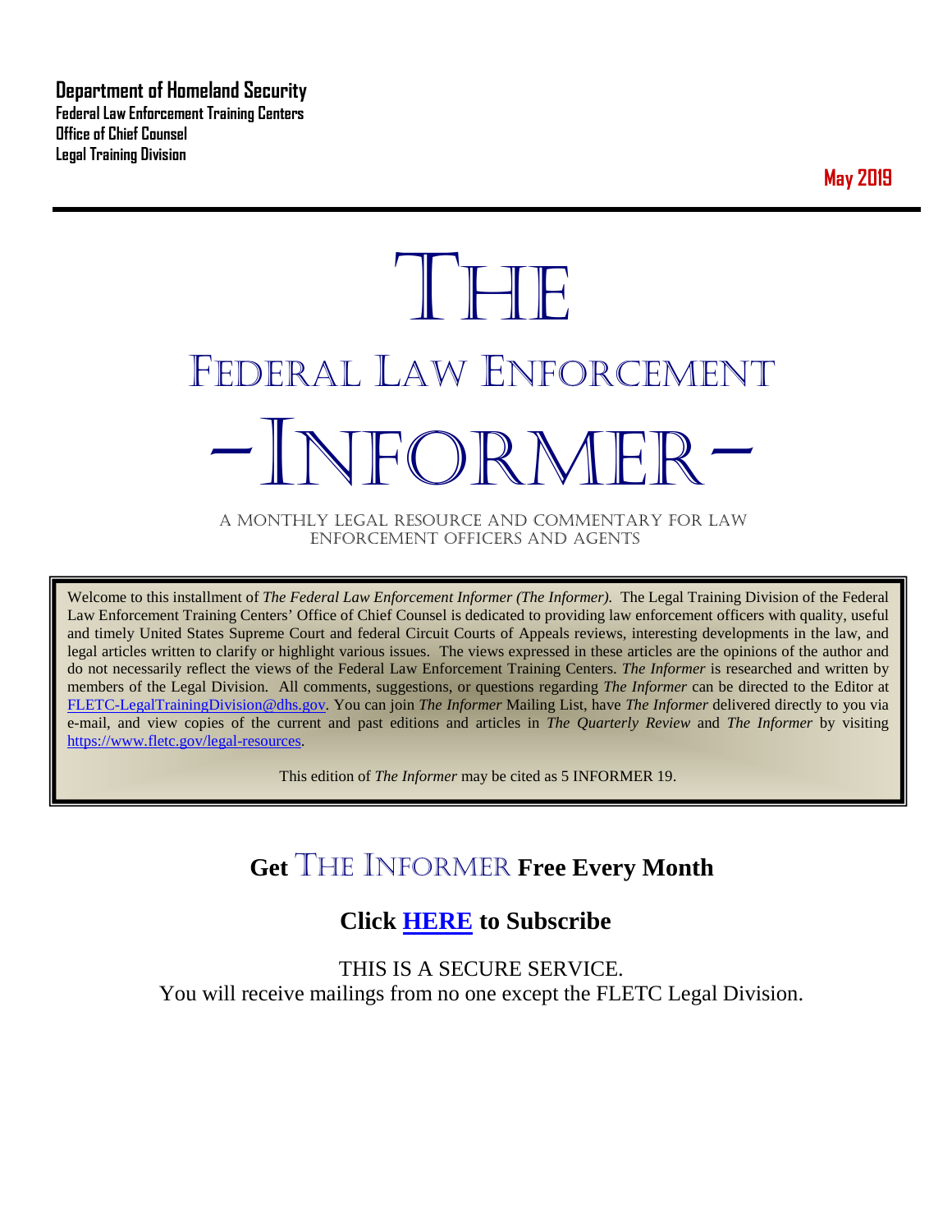**Department of Homeland Security**
**Federal Law Enforcement Training Centers**
**Office of Chief Counsel**
**Legal Training Division**

**May 2019**

# THE
# FEDERAL LAW ENFORCEMENT
# -INFORMER-

A MONTHLY LEGAL RESOURCE AND COMMENTARY FOR LAW ENFORCEMENT OFFICERS AND AGENTS

Welcome to this installment of *The Federal Law Enforcement Informer (The Informer).* The Legal Training Division of the Federal Law Enforcement Training Centers' Office of Chief Counsel is dedicated to providing law enforcement officers with quality, useful and timely United States Supreme Court and federal Circuit Courts of Appeals reviews, interesting developments in the law, and legal articles written to clarify or highlight various issues. The views expressed in these articles are the opinions of the author and do not necessarily reflect the views of the Federal Law Enforcement Training Centers. *The Informer* is researched and written by members of the Legal Division. All comments, suggestions, or questions regarding *The Informer* can be directed to the Editor at FLETC-LegalTrainingDivision@dhs.gov. You can join *The Informer* Mailing List, have *The Informer* delivered directly to you via e-mail, and view copies of the current and past editions and articles in *The Quarterly Review* and *The Informer* by visiting https://www.fletc.gov/legal-resources.

This edition of *The Informer* may be cited as 5 INFORMER 19.

## Get THE INFORMER Free Every Month

## Click HERE to Subscribe

THIS IS A SECURE SERVICE.
You will receive mailings from no one except the FLETC Legal Division.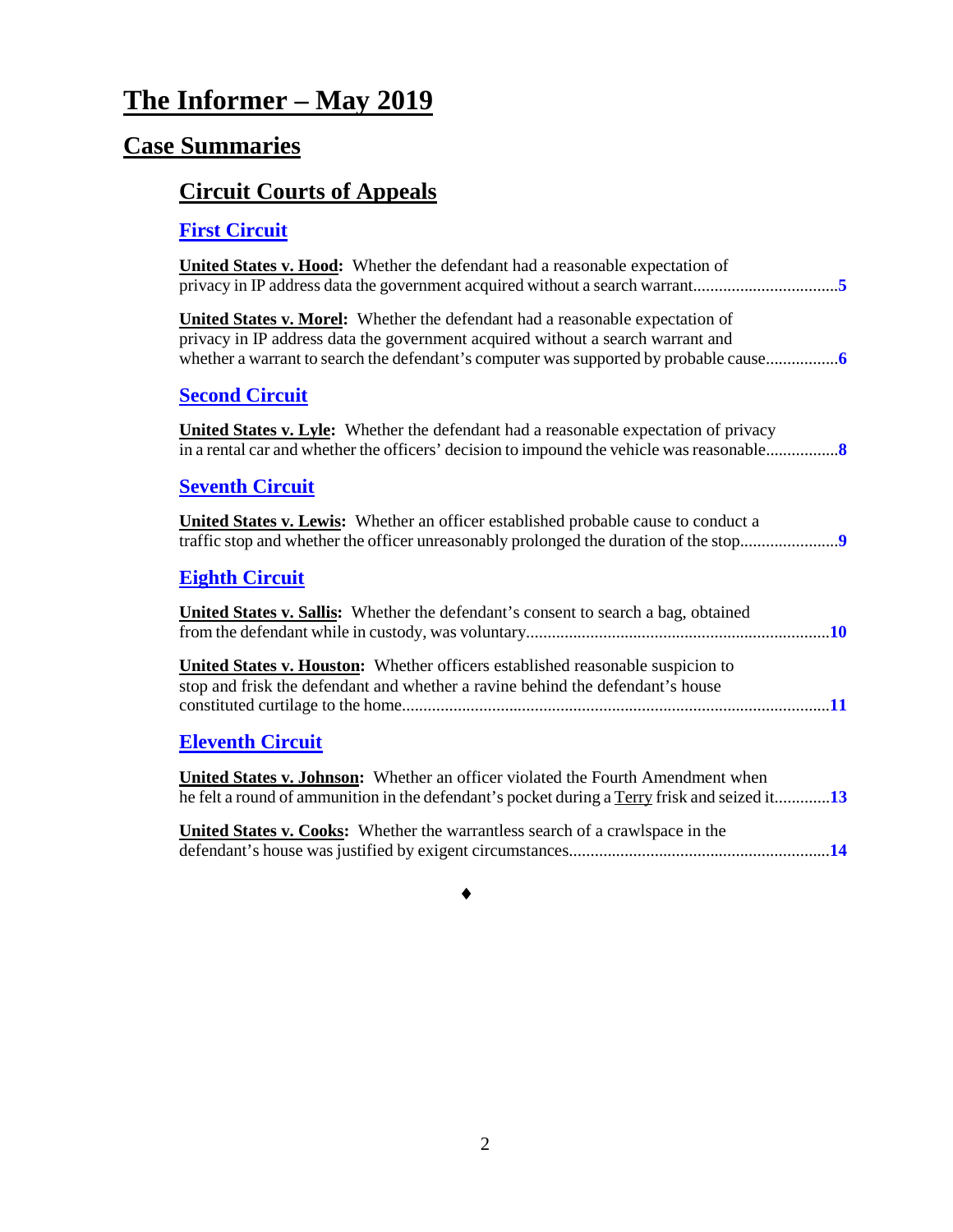# The Informer – May 2019

## Case Summaries

### Circuit Courts of Appeals

#### First Circuit

**United States v. Hood:** Whether the defendant had a reasonable expectation of privacy in IP address data the government acquired without a search warrant.................................**5**

**United States v. Morel:** Whether the defendant had a reasonable expectation of privacy in IP address data the government acquired without a search warrant and whether a warrant to search the defendant's computer was supported by probable cause.................**6**

#### Second Circuit

**United States v. Lyle:** Whether the defendant had a reasonable expectation of privacy in a rental car and whether the officers' decision to impound the vehicle was reasonable.................**8**

#### Seventh Circuit

**United States v. Lewis:** Whether an officer established probable cause to conduct a traffic stop and whether the officer unreasonably prolonged the duration of the stop.......................**9**

#### Eighth Circuit

**United States v. Sallis:** Whether the defendant's consent to search a bag, obtained from the defendant while in custody, was voluntary.......................................................................**10**

**United States v. Houston:** Whether officers established reasonable suspicion to stop and frisk the defendant and whether a ravine behind the defendant's house constituted curtilage to the home....................................................................................................**11**

#### Eleventh Circuit

**United States v. Johnson:** Whether an officer violated the Fourth Amendment when he felt a round of ammunition in the defendant's pocket during a Terry frisk and seized it.............**13**

**United States v. Cooks:** Whether the warrantless search of a crawlspace in the defendant's house was justified by exigent circumstances............................................................**14**

♦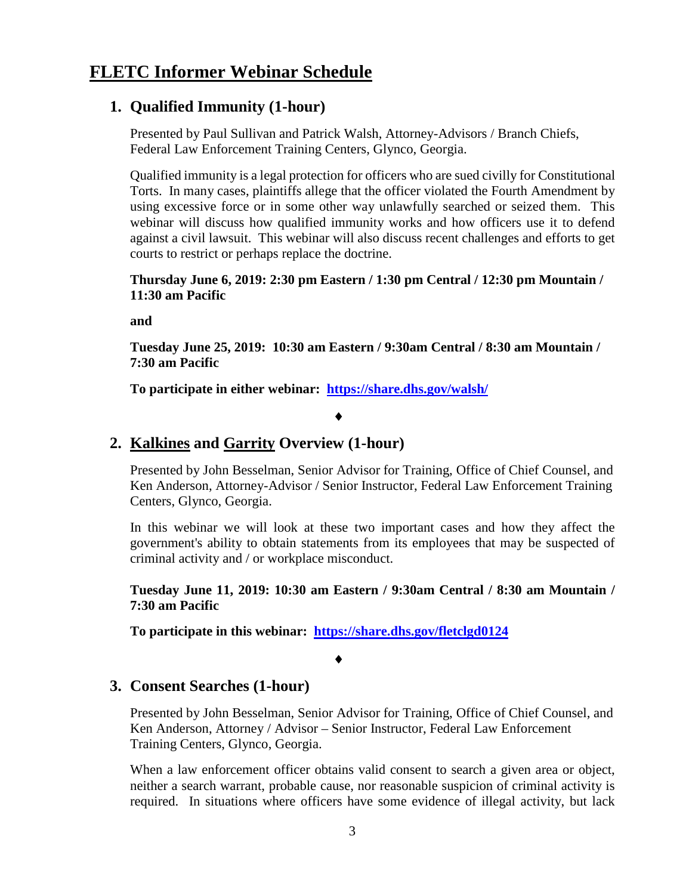# FLETC Informer Webinar Schedule

## 1. Qualified Immunity (1-hour)

Presented by Paul Sullivan and Patrick Walsh, Attorney-Advisors / Branch Chiefs, Federal Law Enforcement Training Centers, Glynco, Georgia.

Qualified immunity is a legal protection for officers who are sued civilly for Constitutional Torts. In many cases, plaintiffs allege that the officer violated the Fourth Amendment by using excessive force or in some other way unlawfully searched or seized them. This webinar will discuss how qualified immunity works and how officers use it to defend against a civil lawsuit. This webinar will also discuss recent challenges and efforts to get courts to restrict or perhaps replace the doctrine.

**Thursday June 6, 2019: 2:30 pm Eastern / 1:30 pm Central / 12:30 pm Mountain / 11:30 am Pacific**

**and**

**Tuesday June 25, 2019: 10:30 am Eastern / 9:30am Central / 8:30 am Mountain / 7:30 am Pacific**

**To participate in either webinar: [https://share.dhs.gov/walsh/](https://share.dhs.gov/walsh/)**

♦

## 2. Kalkines and Garrity Overview (1-hour)

Presented by John Besselman, Senior Advisor for Training, Office of Chief Counsel, and Ken Anderson, Attorney-Advisor / Senior Instructor, Federal Law Enforcement Training Centers, Glynco, Georgia.

In this webinar we will look at these two important cases and how they affect the government's ability to obtain statements from its employees that may be suspected of criminal activity and / or workplace misconduct.

**Tuesday June 11, 2019: 10:30 am Eastern / 9:30am Central / 8:30 am Mountain / 7:30 am Pacific**

**To participate in this webinar: [https://share.dhs.gov/fletclgd0124](https://share.dhs.gov/fletclgd0124)**

♦

## 3. Consent Searches (1-hour)

Presented by John Besselman, Senior Advisor for Training, Office of Chief Counsel, and Ken Anderson, Attorney / Advisor – Senior Instructor, Federal Law Enforcement Training Centers, Glynco, Georgia.

When a law enforcement officer obtains valid consent to search a given area or object, neither a search warrant, probable cause, nor reasonable suspicion of criminal activity is required. In situations where officers have some evidence of illegal activity, but lack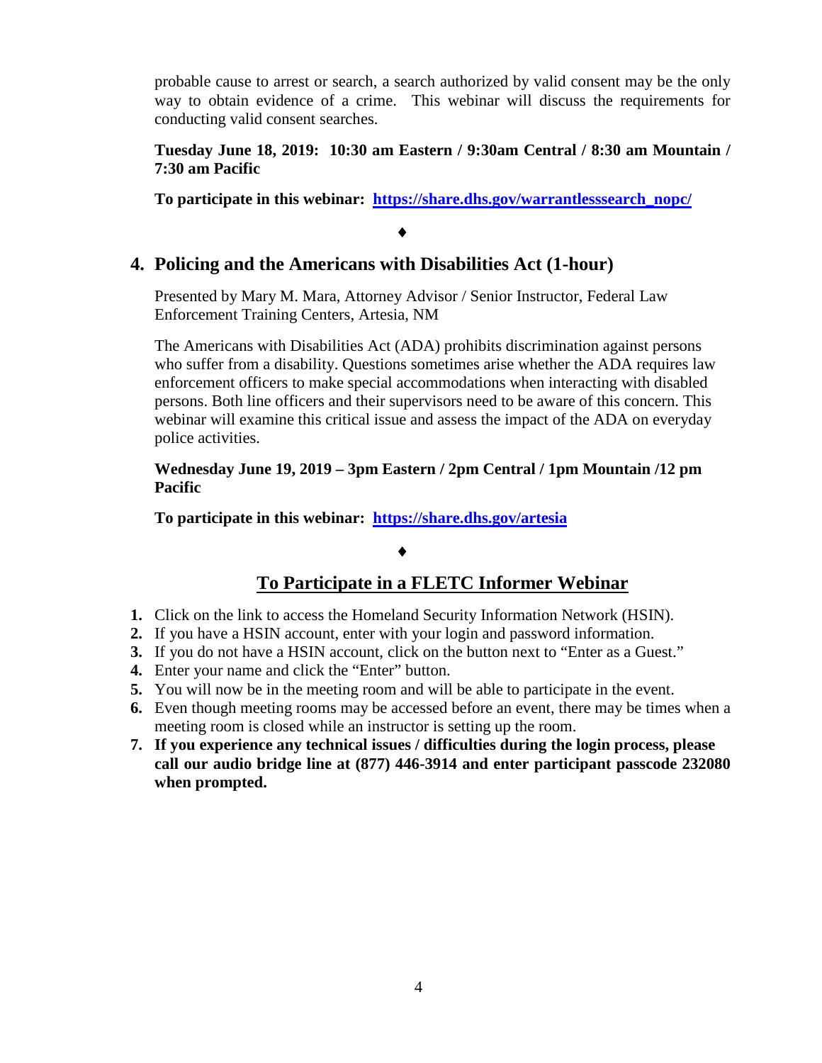probable cause to arrest or search, a search authorized by valid consent may be the only way to obtain evidence of a crime. This webinar will discuss the requirements for conducting valid consent searches.

**Tuesday June 18, 2019: 10:30 am Eastern / 9:30am Central / 8:30 am Mountain / 7:30 am Pacific**

**To participate in this webinar: [https://share.dhs.gov/warrantlesssearch_nopc/](https://share.dhs.gov/warrantlesssearch_nopc/)**

♦

## 4. Policing and the Americans with Disabilities Act (1-hour)

Presented by Mary M. Mara, Attorney Advisor / Senior Instructor, Federal Law Enforcement Training Centers, Artesia, NM

The Americans with Disabilities Act (ADA) prohibits discrimination against persons who suffer from a disability. Questions sometimes arise whether the ADA requires law enforcement officers to make special accommodations when interacting with disabled persons. Both line officers and their supervisors need to be aware of this concern. This webinar will examine this critical issue and assess the impact of the ADA on everyday police activities.

**Wednesday June 19, 2019 – 3pm Eastern / 2pm Central / 1pm Mountain /12 pm Pacific**

**To participate in this webinar: [https://share.dhs.gov/artesia](https://share.dhs.gov/artesia)**

♦

## To Participate in a FLETC Informer Webinar

1. Click on the link to access the Homeland Security Information Network (HSIN).
2. If you have a HSIN account, enter with your login and password information.
3. If you do not have a HSIN account, click on the button next to "Enter as a Guest."
4. Enter your name and click the "Enter" button.
5. You will now be in the meeting room and will be able to participate in the event.
6. Even though meeting rooms may be accessed before an event, there may be times when a meeting room is closed while an instructor is setting up the room.
7. **If you experience any technical issues / difficulties during the login process, please call our audio bridge line at (877) 446-3914 and enter participant passcode 232080 when prompted.**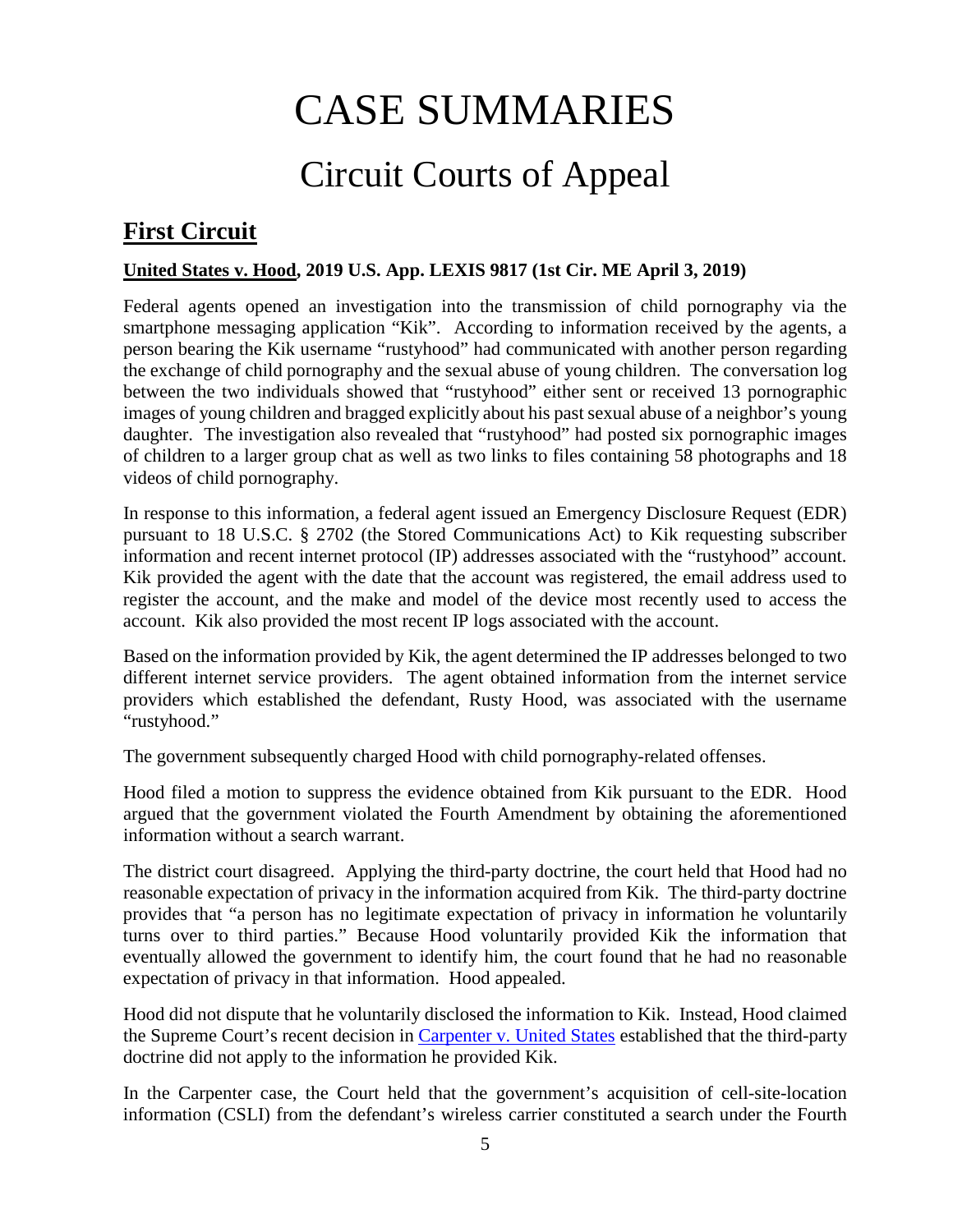# CASE SUMMARIES

## Circuit Courts of Appeal

## First Circuit

**United States v. Hood, 2019 U.S. App. LEXIS 9817 (1st Cir. ME April 3, 2019)**

Federal agents opened an investigation into the transmission of child pornography via the smartphone messaging application "Kik". According to information received by the agents, a person bearing the Kik username "rustyhood" had communicated with another person regarding the exchange of child pornography and the sexual abuse of young children. The conversation log between the two individuals showed that "rustyhood" either sent or received 13 pornographic images of young children and bragged explicitly about his past sexual abuse of a neighbor's young daughter. The investigation also revealed that "rustyhood" had posted six pornographic images of children to a larger group chat as well as two links to files containing 58 photographs and 18 videos of child pornography.

In response to this information, a federal agent issued an Emergency Disclosure Request (EDR) pursuant to 18 U.S.C. § 2702 (the Stored Communications Act) to Kik requesting subscriber information and recent internet protocol (IP) addresses associated with the "rustyhood" account. Kik provided the agent with the date that the account was registered, the email address used to register the account, and the make and model of the device most recently used to access the account. Kik also provided the most recent IP logs associated with the account.

Based on the information provided by Kik, the agent determined the IP addresses belonged to two different internet service providers. The agent obtained information from the internet service providers which established the defendant, Rusty Hood, was associated with the username "rustyhood."

The government subsequently charged Hood with child pornography-related offenses.

Hood filed a motion to suppress the evidence obtained from Kik pursuant to the EDR. Hood argued that the government violated the Fourth Amendment by obtaining the aforementioned information without a search warrant.

The district court disagreed. Applying the third-party doctrine, the court held that Hood had no reasonable expectation of privacy in the information acquired from Kik. The third-party doctrine provides that "a person has no legitimate expectation of privacy in information he voluntarily turns over to third parties." Because Hood voluntarily provided Kik the information that eventually allowed the government to identify him, the court found that he had no reasonable expectation of privacy in that information. Hood appealed.

Hood did not dispute that he voluntarily disclosed the information to Kik. Instead, Hood claimed the Supreme Court's recent decision in Carpenter v. United States established that the third-party doctrine did not apply to the information he provided Kik.

In the Carpenter case, the Court held that the government's acquisition of cell-site-location information (CSLI) from the defendant's wireless carrier constituted a search under the Fourth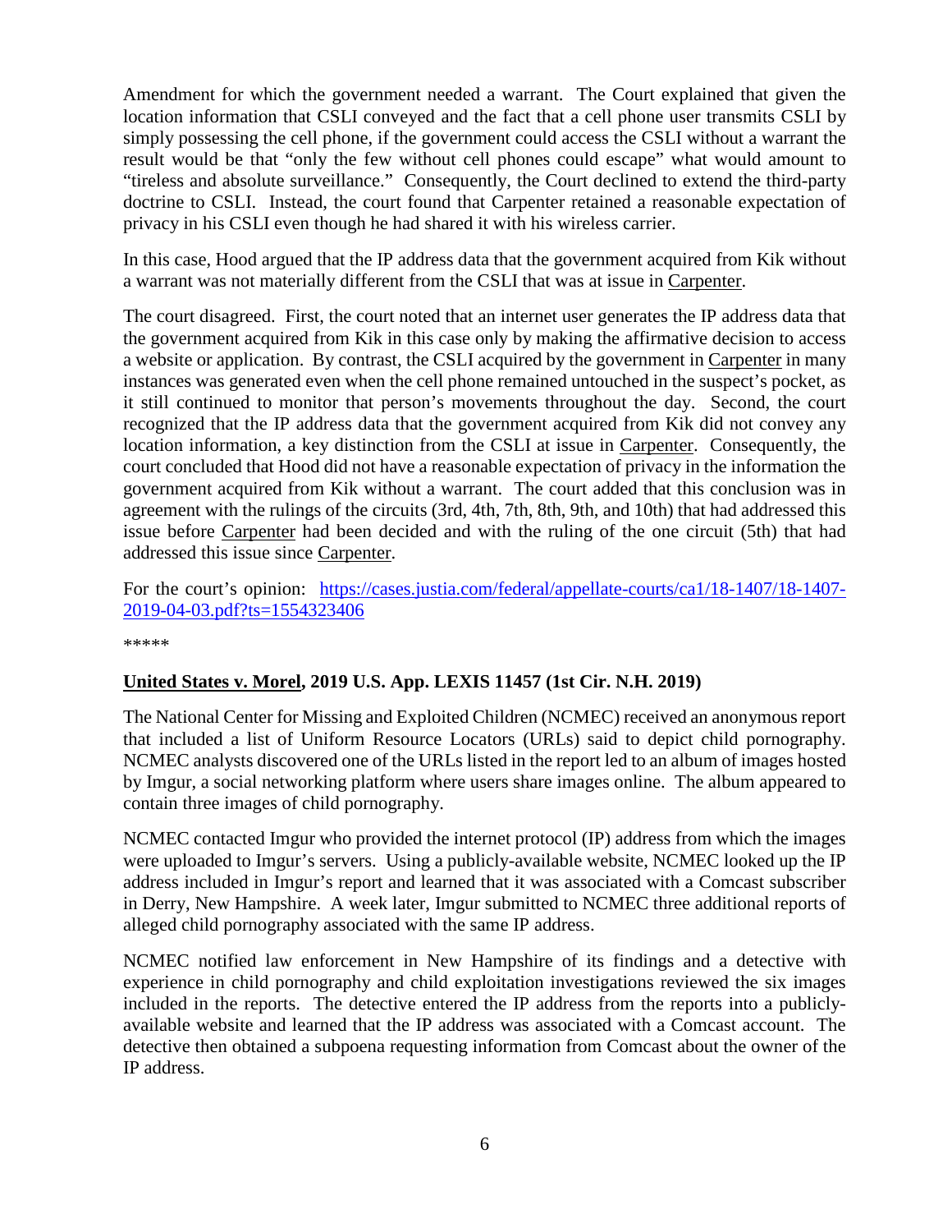Amendment for which the government needed a warrant. The Court explained that given the location information that CSLI conveyed and the fact that a cell phone user transmits CSLI by simply possessing the cell phone, if the government could access the CSLI without a warrant the result would be that "only the few without cell phones could escape" what would amount to "tireless and absolute surveillance." Consequently, the Court declined to extend the third-party doctrine to CSLI. Instead, the court found that Carpenter retained a reasonable expectation of privacy in his CSLI even though he had shared it with his wireless carrier.

In this case, Hood argued that the IP address data that the government acquired from Kik without a warrant was not materially different from the CSLI that was at issue in Carpenter.

The court disagreed. First, the court noted that an internet user generates the IP address data that the government acquired from Kik in this case only by making the affirmative decision to access a website or application. By contrast, the CSLI acquired by the government in Carpenter in many instances was generated even when the cell phone remained untouched in the suspect's pocket, as it still continued to monitor that person's movements throughout the day. Second, the court recognized that the IP address data that the government acquired from Kik did not convey any location information, a key distinction from the CSLI at issue in Carpenter. Consequently, the court concluded that Hood did not have a reasonable expectation of privacy in the information the government acquired from Kik without a warrant. The court added that this conclusion was in agreement with the rulings of the circuits (3rd, 4th, 7th, 8th, 9th, and 10th) that had addressed this issue before Carpenter had been decided and with the ruling of the one circuit (5th) that had addressed this issue since Carpenter.

For the court's opinion: [https://cases.justia.com/federal/appellate-courts/ca1/18-1407/18-1407-2019-04-03.pdf?ts=1554323406](https://cases.justia.com/federal/appellate-courts/ca1/18-1407/18-1407-2019-04-03.pdf?ts=1554323406)

*****

**United States v. Morel, 2019 U.S. App. LEXIS 11457 (1st Cir. N.H. 2019)**

The National Center for Missing and Exploited Children (NCMEC) received an anonymous report that included a list of Uniform Resource Locators (URLs) said to depict child pornography. NCMEC analysts discovered one of the URLs listed in the report led to an album of images hosted by Imgur, a social networking platform where users share images online. The album appeared to contain three images of child pornography.

NCMEC contacted Imgur who provided the internet protocol (IP) address from which the images were uploaded to Imgur's servers. Using a publicly-available website, NCMEC looked up the IP address included in Imgur's report and learned that it was associated with a Comcast subscriber in Derry, New Hampshire. A week later, Imgur submitted to NCMEC three additional reports of alleged child pornography associated with the same IP address.

NCMEC notified law enforcement in New Hampshire of its findings and a detective with experience in child pornography and child exploitation investigations reviewed the six images included in the reports. The detective entered the IP address from the reports into a publicly-available website and learned that the IP address was associated with a Comcast account. The detective then obtained a subpoena requesting information from Comcast about the owner of the IP address.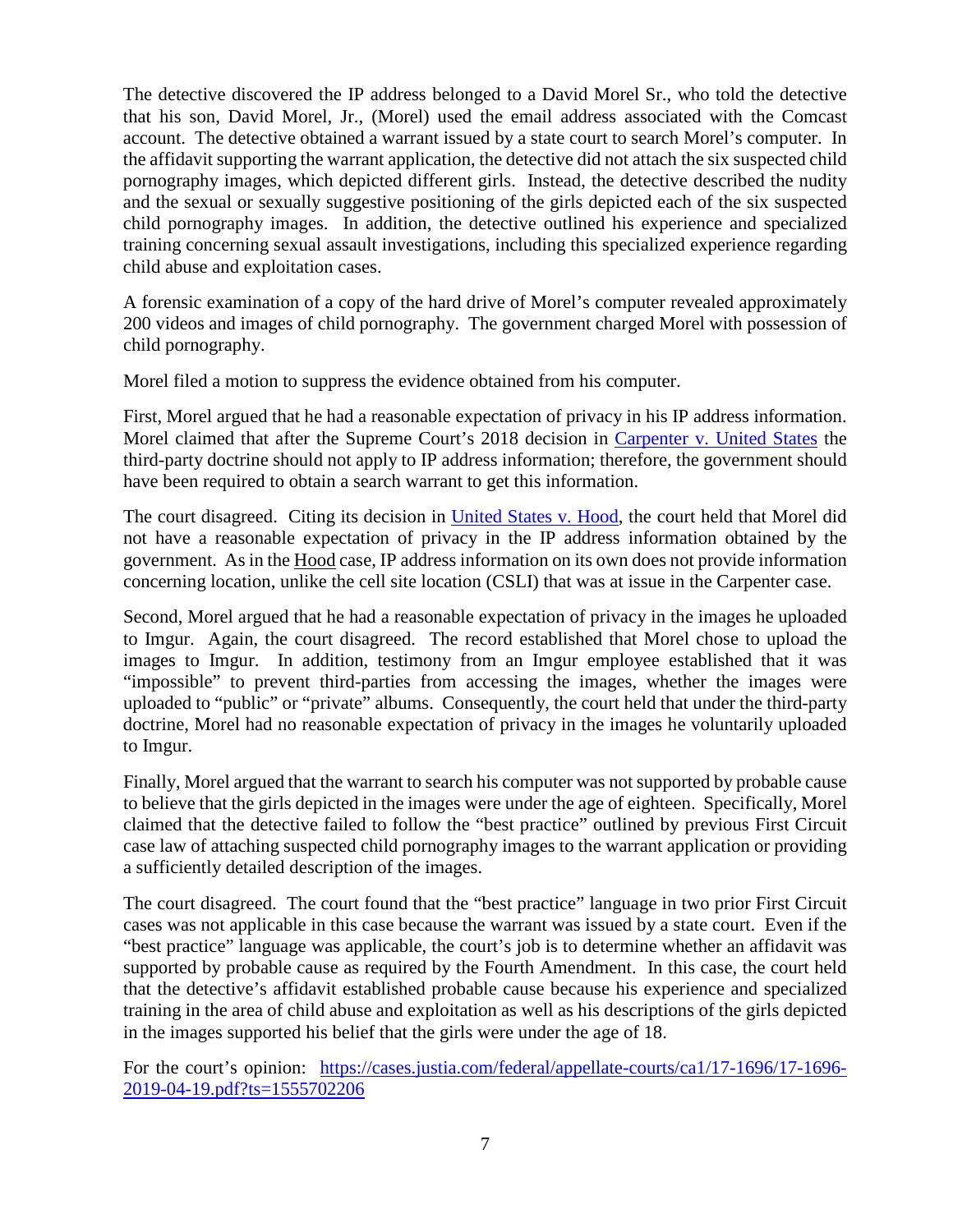The detective discovered the IP address belonged to a David Morel Sr., who told the detective that his son, David Morel, Jr., (Morel) used the email address associated with the Comcast account. The detective obtained a warrant issued by a state court to search Morel's computer. In the affidavit supporting the warrant application, the detective did not attach the six suspected child pornography images, which depicted different girls. Instead, the detective described the nudity and the sexual or sexually suggestive positioning of the girls depicted each of the six suspected child pornography images. In addition, the detective outlined his experience and specialized training concerning sexual assault investigations, including this specialized experience regarding child abuse and exploitation cases.

A forensic examination of a copy of the hard drive of Morel's computer revealed approximately 200 videos and images of child pornography. The government charged Morel with possession of child pornography.

Morel filed a motion to suppress the evidence obtained from his computer.

First, Morel argued that he had a reasonable expectation of privacy in his IP address information. Morel claimed that after the Supreme Court's 2018 decision in Carpenter v. United States the third-party doctrine should not apply to IP address information; therefore, the government should have been required to obtain a search warrant to get this information.

The court disagreed. Citing its decision in United States v. Hood, the court held that Morel did not have a reasonable expectation of privacy in the IP address information obtained by the government. As in the Hood case, IP address information on its own does not provide information concerning location, unlike the cell site location (CSLI) that was at issue in the Carpenter case.

Second, Morel argued that he had a reasonable expectation of privacy in the images he uploaded to Imgur. Again, the court disagreed. The record established that Morel chose to upload the images to Imgur. In addition, testimony from an Imgur employee established that it was "impossible" to prevent third-parties from accessing the images, whether the images were uploaded to "public" or "private" albums. Consequently, the court held that under the third-party doctrine, Morel had no reasonable expectation of privacy in the images he voluntarily uploaded to Imgur.

Finally, Morel argued that the warrant to search his computer was not supported by probable cause to believe that the girls depicted in the images were under the age of eighteen. Specifically, Morel claimed that the detective failed to follow the "best practice" outlined by previous First Circuit case law of attaching suspected child pornography images to the warrant application or providing a sufficiently detailed description of the images.

The court disagreed. The court found that the "best practice" language in two prior First Circuit cases was not applicable in this case because the warrant was issued by a state court. Even if the "best practice" language was applicable, the court's job is to determine whether an affidavit was supported by probable cause as required by the Fourth Amendment. In this case, the court held that the detective's affidavit established probable cause because his experience and specialized training in the area of child abuse and exploitation as well as his descriptions of the girls depicted in the images supported his belief that the girls were under the age of 18.

For the court's opinion: https://cases.justia.com/federal/appellate-courts/ca1/17-1696/17-1696-2019-04-19.pdf?ts=1555702206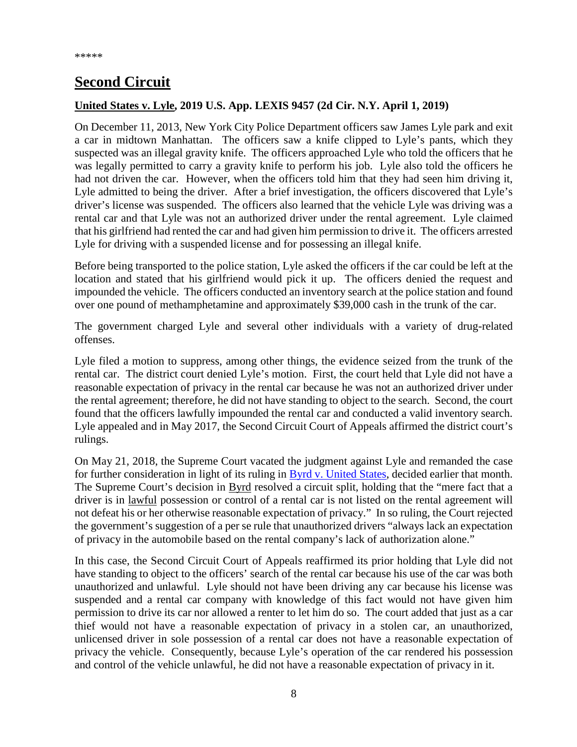*****

## Second Circuit

### United States v. Lyle, 2019 U.S. App. LEXIS 9457 (2d Cir. N.Y. April 1, 2019)

On December 11, 2013, New York City Police Department officers saw James Lyle park and exit a car in midtown Manhattan. The officers saw a knife clipped to Lyle's pants, which they suspected was an illegal gravity knife. The officers approached Lyle who told the officers that he was legally permitted to carry a gravity knife to perform his job. Lyle also told the officers he had not driven the car. However, when the officers told him that they had seen him driving it, Lyle admitted to being the driver. After a brief investigation, the officers discovered that Lyle's driver's license was suspended. The officers also learned that the vehicle Lyle was driving was a rental car and that Lyle was not an authorized driver under the rental agreement. Lyle claimed that his girlfriend had rented the car and had given him permission to drive it. The officers arrested Lyle for driving with a suspended license and for possessing an illegal knife.

Before being transported to the police station, Lyle asked the officers if the car could be left at the location and stated that his girlfriend would pick it up. The officers denied the request and impounded the vehicle. The officers conducted an inventory search at the police station and found over one pound of methamphetamine and approximately $39,000 cash in the trunk of the car.

The government charged Lyle and several other individuals with a variety of drug-related offenses.

Lyle filed a motion to suppress, among other things, the evidence seized from the trunk of the rental car. The district court denied Lyle's motion. First, the court held that Lyle did not have a reasonable expectation of privacy in the rental car because he was not an authorized driver under the rental agreement; therefore, he did not have standing to object to the search. Second, the court found that the officers lawfully impounded the rental car and conducted a valid inventory search. Lyle appealed and in May 2017, the Second Circuit Court of Appeals affirmed the district court's rulings.

On May 21, 2018, the Supreme Court vacated the judgment against Lyle and remanded the case for further consideration in light of its ruling in Byrd v. United States, decided earlier that month. The Supreme Court's decision in Byrd resolved a circuit split, holding that the "mere fact that a driver is in lawful possession or control of a rental car is not listed on the rental agreement will not defeat his or her otherwise reasonable expectation of privacy." In so ruling, the Court rejected the government's suggestion of a per se rule that unauthorized drivers "always lack an expectation of privacy in the automobile based on the rental company's lack of authorization alone."

In this case, the Second Circuit Court of Appeals reaffirmed its prior holding that Lyle did not have standing to object to the officers' search of the rental car because his use of the car was both unauthorized and unlawful. Lyle should not have been driving any car because his license was suspended and a rental car company with knowledge of this fact would not have given him permission to drive its car nor allowed a renter to let him do so. The court added that just as a car thief would not have a reasonable expectation of privacy in a stolen car, an unauthorized, unlicensed driver in sole possession of a rental car does not have a reasonable expectation of privacy the vehicle. Consequently, because Lyle's operation of the car rendered his possession and control of the vehicle unlawful, he did not have a reasonable expectation of privacy in it.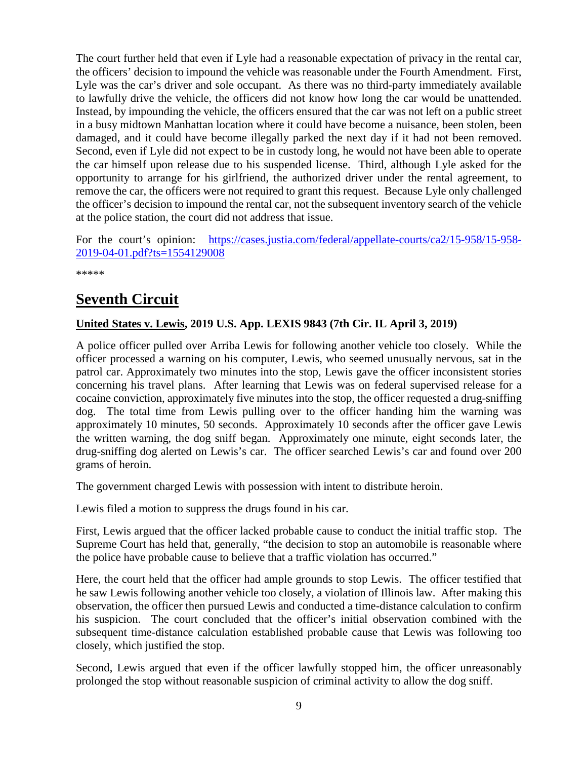The court further held that even if Lyle had a reasonable expectation of privacy in the rental car, the officers' decision to impound the vehicle was reasonable under the Fourth Amendment. First, Lyle was the car's driver and sole occupant. As there was no third-party immediately available to lawfully drive the vehicle, the officers did not know how long the car would be unattended. Instead, by impounding the vehicle, the officers ensured that the car was not left on a public street in a busy midtown Manhattan location where it could have become a nuisance, been stolen, been damaged, and it could have become illegally parked the next day if it had not been removed. Second, even if Lyle did not expect to be in custody long, he would not have been able to operate the car himself upon release due to his suspended license. Third, although Lyle asked for the opportunity to arrange for his girlfriend, the authorized driver under the rental agreement, to remove the car, the officers were not required to grant this request. Because Lyle only challenged the officer's decision to impound the rental car, not the subsequent inventory search of the vehicle at the police station, the court did not address that issue.

For the court's opinion: [https://cases.justia.com/federal/appellate-courts/ca2/15-958/15-958-2019-04-01.pdf?ts=1554129008](https://cases.justia.com/federal/appellate-courts/ca2/15-958/15-958-2019-04-01.pdf?ts=1554129008)

*****

# Seventh Circuit

### United States v. Lewis, 2019 U.S. App. LEXIS 9843 (7th Cir. IL April 3, 2019)

A police officer pulled over Arriba Lewis for following another vehicle too closely. While the officer processed a warning on his computer, Lewis, who seemed unusually nervous, sat in the patrol car. Approximately two minutes into the stop, Lewis gave the officer inconsistent stories concerning his travel plans. After learning that Lewis was on federal supervised release for a cocaine conviction, approximately five minutes into the stop, the officer requested a drug-sniffing dog. The total time from Lewis pulling over to the officer handing him the warning was approximately 10 minutes, 50 seconds. Approximately 10 seconds after the officer gave Lewis the written warning, the dog sniff began. Approximately one minute, eight seconds later, the drug-sniffing dog alerted on Lewis's car. The officer searched Lewis's car and found over 200 grams of heroin.

The government charged Lewis with possession with intent to distribute heroin.

Lewis filed a motion to suppress the drugs found in his car.

First, Lewis argued that the officer lacked probable cause to conduct the initial traffic stop. The Supreme Court has held that, generally, "the decision to stop an automobile is reasonable where the police have probable cause to believe that a traffic violation has occurred."

Here, the court held that the officer had ample grounds to stop Lewis. The officer testified that he saw Lewis following another vehicle too closely, a violation of Illinois law. After making this observation, the officer then pursued Lewis and conducted a time-distance calculation to confirm his suspicion. The court concluded that the officer's initial observation combined with the subsequent time-distance calculation established probable cause that Lewis was following too closely, which justified the stop.

Second, Lewis argued that even if the officer lawfully stopped him, the officer unreasonably prolonged the stop without reasonable suspicion of criminal activity to allow the dog sniff.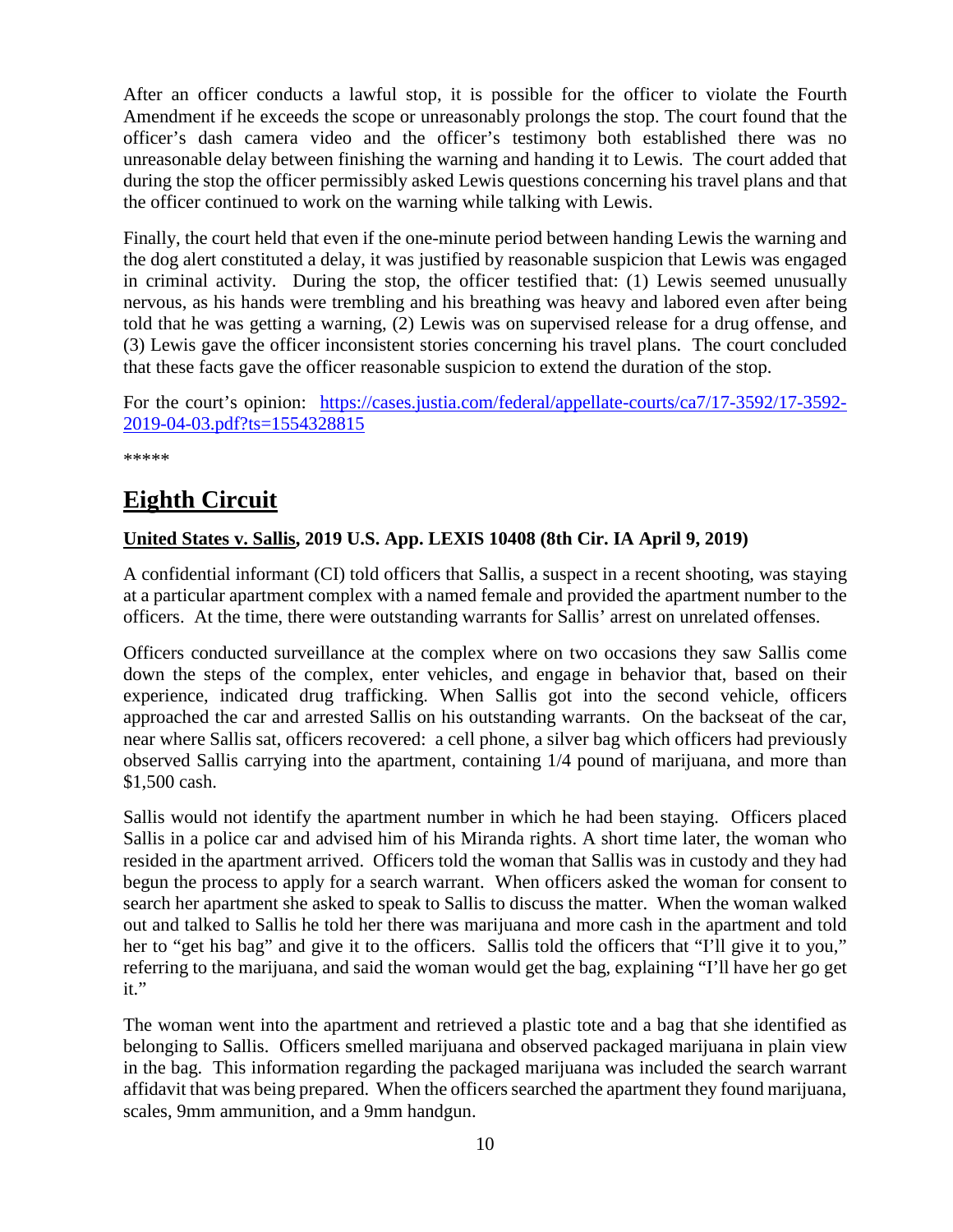After an officer conducts a lawful stop, it is possible for the officer to violate the Fourth Amendment if he exceeds the scope or unreasonably prolongs the stop. The court found that the officer's dash camera video and the officer's testimony both established there was no unreasonable delay between finishing the warning and handing it to Lewis. The court added that during the stop the officer permissibly asked Lewis questions concerning his travel plans and that the officer continued to work on the warning while talking with Lewis.

Finally, the court held that even if the one-minute period between handing Lewis the warning and the dog alert constituted a delay, it was justified by reasonable suspicion that Lewis was engaged in criminal activity. During the stop, the officer testified that: (1) Lewis seemed unusually nervous, as his hands were trembling and his breathing was heavy and labored even after being told that he was getting a warning, (2) Lewis was on supervised release for a drug offense, and (3) Lewis gave the officer inconsistent stories concerning his travel plans. The court concluded that these facts gave the officer reasonable suspicion to extend the duration of the stop.

For the court's opinion: [https://cases.justia.com/federal/appellate-courts/ca7/17-3592/17-3592-2019-04-03.pdf?ts=1554328815](https://cases.justia.com/federal/appellate-courts/ca7/17-3592/17-3592-2019-04-03.pdf?ts=1554328815)

*****

# Eighth Circuit

**United States v. Sallis, 2019 U.S. App. LEXIS 10408 (8th Cir. IA April 9, 2019)**

A confidential informant (CI) told officers that Sallis, a suspect in a recent shooting, was staying at a particular apartment complex with a named female and provided the apartment number to the officers. At the time, there were outstanding warrants for Sallis' arrest on unrelated offenses.

Officers conducted surveillance at the complex where on two occasions they saw Sallis come down the steps of the complex, enter vehicles, and engage in behavior that, based on their experience, indicated drug trafficking. When Sallis got into the second vehicle, officers approached the car and arrested Sallis on his outstanding warrants. On the backseat of the car, near where Sallis sat, officers recovered: a cell phone, a silver bag which officers had previously observed Sallis carrying into the apartment, containing 1/4 pound of marijuana, and more than $1,500 cash.

Sallis would not identify the apartment number in which he had been staying. Officers placed Sallis in a police car and advised him of his Miranda rights. A short time later, the woman who resided in the apartment arrived. Officers told the woman that Sallis was in custody and they had begun the process to apply for a search warrant. When officers asked the woman for consent to search her apartment she asked to speak to Sallis to discuss the matter. When the woman walked out and talked to Sallis he told her there was marijuana and more cash in the apartment and told her to "get his bag" and give it to the officers. Sallis told the officers that "I'll give it to you," referring to the marijuana, and said the woman would get the bag, explaining "I'll have her go get it."

The woman went into the apartment and retrieved a plastic tote and a bag that she identified as belonging to Sallis. Officers smelled marijuana and observed packaged marijuana in plain view in the bag. This information regarding the packaged marijuana was included the search warrant affidavit that was being prepared. When the officers searched the apartment they found marijuana, scales, 9mm ammunition, and a 9mm handgun.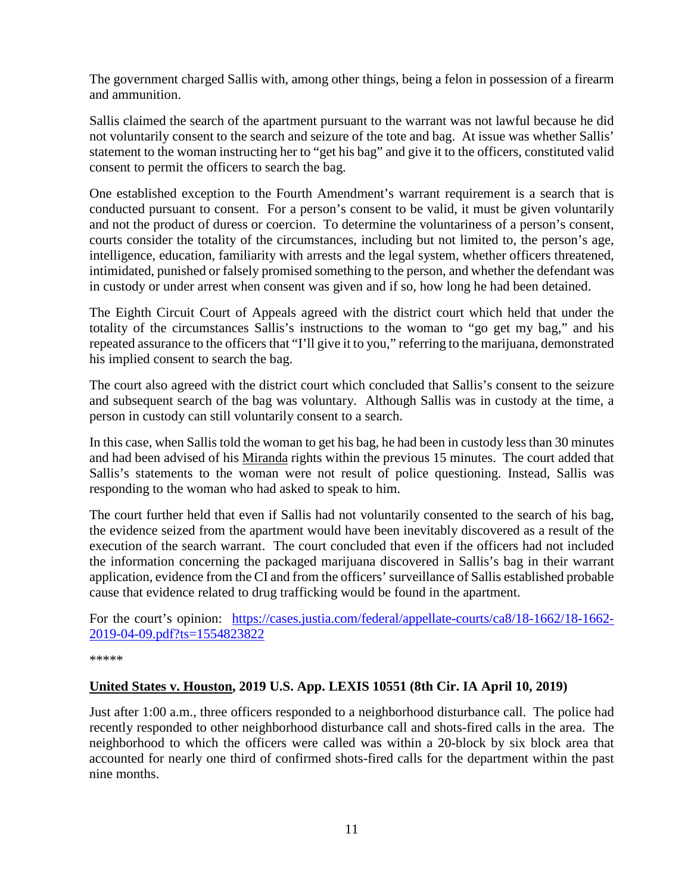The government charged Sallis with, among other things, being a felon in possession of a firearm and ammunition.

Sallis claimed the search of the apartment pursuant to the warrant was not lawful because he did not voluntarily consent to the search and seizure of the tote and bag. At issue was whether Sallis' statement to the woman instructing her to "get his bag" and give it to the officers, constituted valid consent to permit the officers to search the bag.

One established exception to the Fourth Amendment's warrant requirement is a search that is conducted pursuant to consent. For a person's consent to be valid, it must be given voluntarily and not the product of duress or coercion. To determine the voluntariness of a person's consent, courts consider the totality of the circumstances, including but not limited to, the person's age, intelligence, education, familiarity with arrests and the legal system, whether officers threatened, intimidated, punished or falsely promised something to the person, and whether the defendant was in custody or under arrest when consent was given and if so, how long he had been detained.

The Eighth Circuit Court of Appeals agreed with the district court which held that under the totality of the circumstances Sallis's instructions to the woman to "go get my bag," and his repeated assurance to the officers that "I'll give it to you," referring to the marijuana, demonstrated his implied consent to search the bag.

The court also agreed with the district court which concluded that Sallis's consent to the seizure and subsequent search of the bag was voluntary. Although Sallis was in custody at the time, a person in custody can still voluntarily consent to a search.

In this case, when Sallis told the woman to get his bag, he had been in custody less than 30 minutes and had been advised of his Miranda rights within the previous 15 minutes. The court added that Sallis's statements to the woman were not result of police questioning. Instead, Sallis was responding to the woman who had asked to speak to him.

The court further held that even if Sallis had not voluntarily consented to the search of his bag, the evidence seized from the apartment would have been inevitably discovered as a result of the execution of the search warrant. The court concluded that even if the officers had not included the information concerning the packaged marijuana discovered in Sallis's bag in their warrant application, evidence from the CI and from the officers' surveillance of Sallis established probable cause that evidence related to drug trafficking would be found in the apartment.

For the court's opinion: [https://cases.justia.com/federal/appellate-courts/ca8/18-1662/18-1662-2019-04-09.pdf?ts=1554823822](https://cases.justia.com/federal/appellate-courts/ca8/18-1662/18-1662-2019-04-09.pdf?ts=1554823822)

*****

**United States v. Houston, 2019 U.S. App. LEXIS 10551 (8th Cir. IA April 10, 2019)**

Just after 1:00 a.m., three officers responded to a neighborhood disturbance call. The police had recently responded to other neighborhood disturbance call and shots-fired calls in the area. The neighborhood to which the officers were called was within a 20-block by six block area that accounted for nearly one third of confirmed shots-fired calls for the department within the past nine months.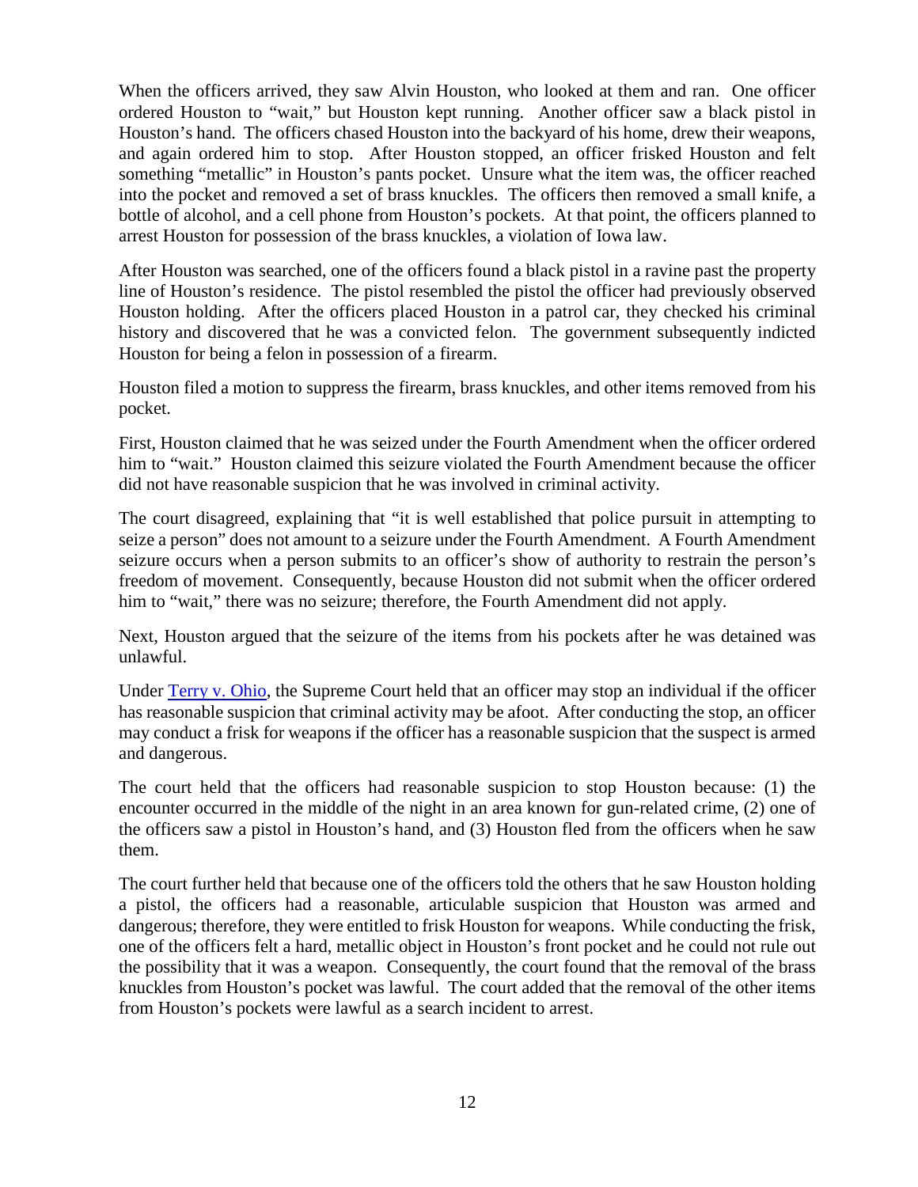When the officers arrived, they saw Alvin Houston, who looked at them and ran. One officer ordered Houston to "wait," but Houston kept running. Another officer saw a black pistol in Houston's hand. The officers chased Houston into the backyard of his home, drew their weapons, and again ordered him to stop. After Houston stopped, an officer frisked Houston and felt something "metallic" in Houston's pants pocket. Unsure what the item was, the officer reached into the pocket and removed a set of brass knuckles. The officers then removed a small knife, a bottle of alcohol, and a cell phone from Houston's pockets. At that point, the officers planned to arrest Houston for possession of the brass knuckles, a violation of Iowa law.

After Houston was searched, one of the officers found a black pistol in a ravine past the property line of Houston's residence. The pistol resembled the pistol the officer had previously observed Houston holding. After the officers placed Houston in a patrol car, they checked his criminal history and discovered that he was a convicted felon. The government subsequently indicted Houston for being a felon in possession of a firearm.

Houston filed a motion to suppress the firearm, brass knuckles, and other items removed from his pocket.

First, Houston claimed that he was seized under the Fourth Amendment when the officer ordered him to "wait." Houston claimed this seizure violated the Fourth Amendment because the officer did not have reasonable suspicion that he was involved in criminal activity.

The court disagreed, explaining that "it is well established that police pursuit in attempting to seize a person" does not amount to a seizure under the Fourth Amendment. A Fourth Amendment seizure occurs when a person submits to an officer's show of authority to restrain the person's freedom of movement. Consequently, because Houston did not submit when the officer ordered him to "wait," there was no seizure; therefore, the Fourth Amendment did not apply.

Next, Houston argued that the seizure of the items from his pockets after he was detained was unlawful.

Under Terry v. Ohio, the Supreme Court held that an officer may stop an individual if the officer has reasonable suspicion that criminal activity may be afoot. After conducting the stop, an officer may conduct a frisk for weapons if the officer has a reasonable suspicion that the suspect is armed and dangerous.

The court held that the officers had reasonable suspicion to stop Houston because: (1) the encounter occurred in the middle of the night in an area known for gun-related crime, (2) one of the officers saw a pistol in Houston's hand, and (3) Houston fled from the officers when he saw them.

The court further held that because one of the officers told the others that he saw Houston holding a pistol, the officers had a reasonable, articulable suspicion that Houston was armed and dangerous; therefore, they were entitled to frisk Houston for weapons. While conducting the frisk, one of the officers felt a hard, metallic object in Houston's front pocket and he could not rule out the possibility that it was a weapon. Consequently, the court found that the removal of the brass knuckles from Houston's pocket was lawful. The court added that the removal of the other items from Houston's pockets were lawful as a search incident to arrest.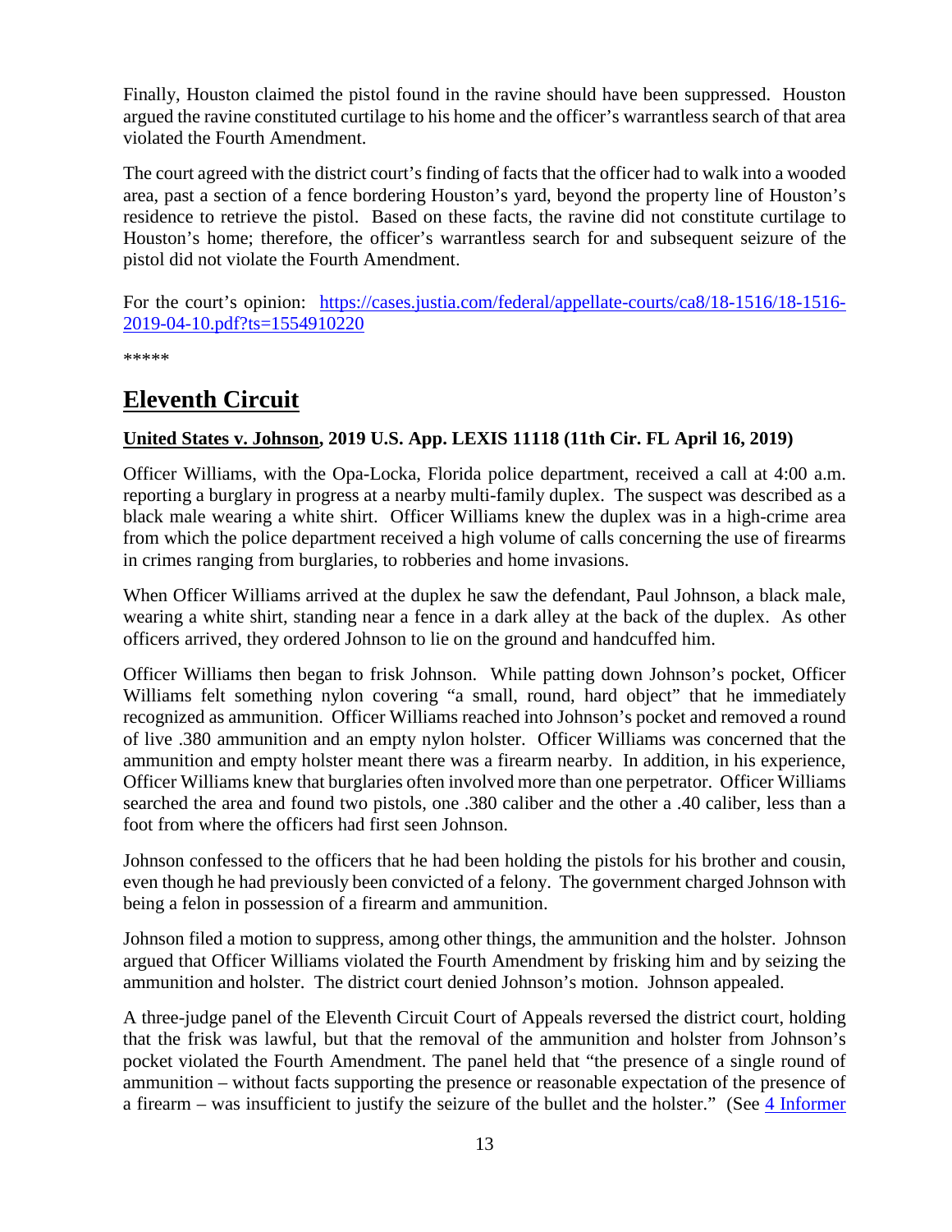Finally, Houston claimed the pistol found in the ravine should have been suppressed. Houston argued the ravine constituted curtilage to his home and the officer's warrantless search of that area violated the Fourth Amendment.

The court agreed with the district court's finding of facts that the officer had to walk into a wooded area, past a section of a fence bordering Houston's yard, beyond the property line of Houston's residence to retrieve the pistol. Based on these facts, the ravine did not constitute curtilage to Houston's home; therefore, the officer's warrantless search for and subsequent seizure of the pistol did not violate the Fourth Amendment.

For the court's opinion: [https://cases.justia.com/federal/appellate-courts/ca8/18-1516/18-1516-2019-04-10.pdf?ts=1554910220](https://cases.justia.com/federal/appellate-courts/ca8/18-1516/18-1516-2019-04-10.pdf?ts=1554910220)

*****

## Eleventh Circuit

### United States v. Johnson, 2019 U.S. App. LEXIS 11118 (11th Cir. FL April 16, 2019)

Officer Williams, with the Opa-Locka, Florida police department, received a call at 4:00 a.m. reporting a burglary in progress at a nearby multi-family duplex. The suspect was described as a black male wearing a white shirt. Officer Williams knew the duplex was in a high-crime area from which the police department received a high volume of calls concerning the use of firearms in crimes ranging from burglaries, to robberies and home invasions.

When Officer Williams arrived at the duplex he saw the defendant, Paul Johnson, a black male, wearing a white shirt, standing near a fence in a dark alley at the back of the duplex. As other officers arrived, they ordered Johnson to lie on the ground and handcuffed him.

Officer Williams then began to frisk Johnson. While patting down Johnson's pocket, Officer Williams felt something nylon covering "a small, round, hard object" that he immediately recognized as ammunition. Officer Williams reached into Johnson's pocket and removed a round of live .380 ammunition and an empty nylon holster. Officer Williams was concerned that the ammunition and empty holster meant there was a firearm nearby. In addition, in his experience, Officer Williams knew that burglaries often involved more than one perpetrator. Officer Williams searched the area and found two pistols, one .380 caliber and the other a .40 caliber, less than a foot from where the officers had first seen Johnson.

Johnson confessed to the officers that he had been holding the pistols for his brother and cousin, even though he had previously been convicted of a felony. The government charged Johnson with being a felon in possession of a firearm and ammunition.

Johnson filed a motion to suppress, among other things, the ammunition and the holster. Johnson argued that Officer Williams violated the Fourth Amendment by frisking him and by seizing the ammunition and holster. The district court denied Johnson's motion. Johnson appealed.

A three-judge panel of the Eleventh Circuit Court of Appeals reversed the district court, holding that the frisk was lawful, but that the removal of the ammunition and holster from Johnson's pocket violated the Fourth Amendment. The panel held that "the presence of a single round of ammunition – without facts supporting the presence or reasonable expectation of the presence of a firearm – was insufficient to justify the seizure of the bullet and the holster." (See 4 Informer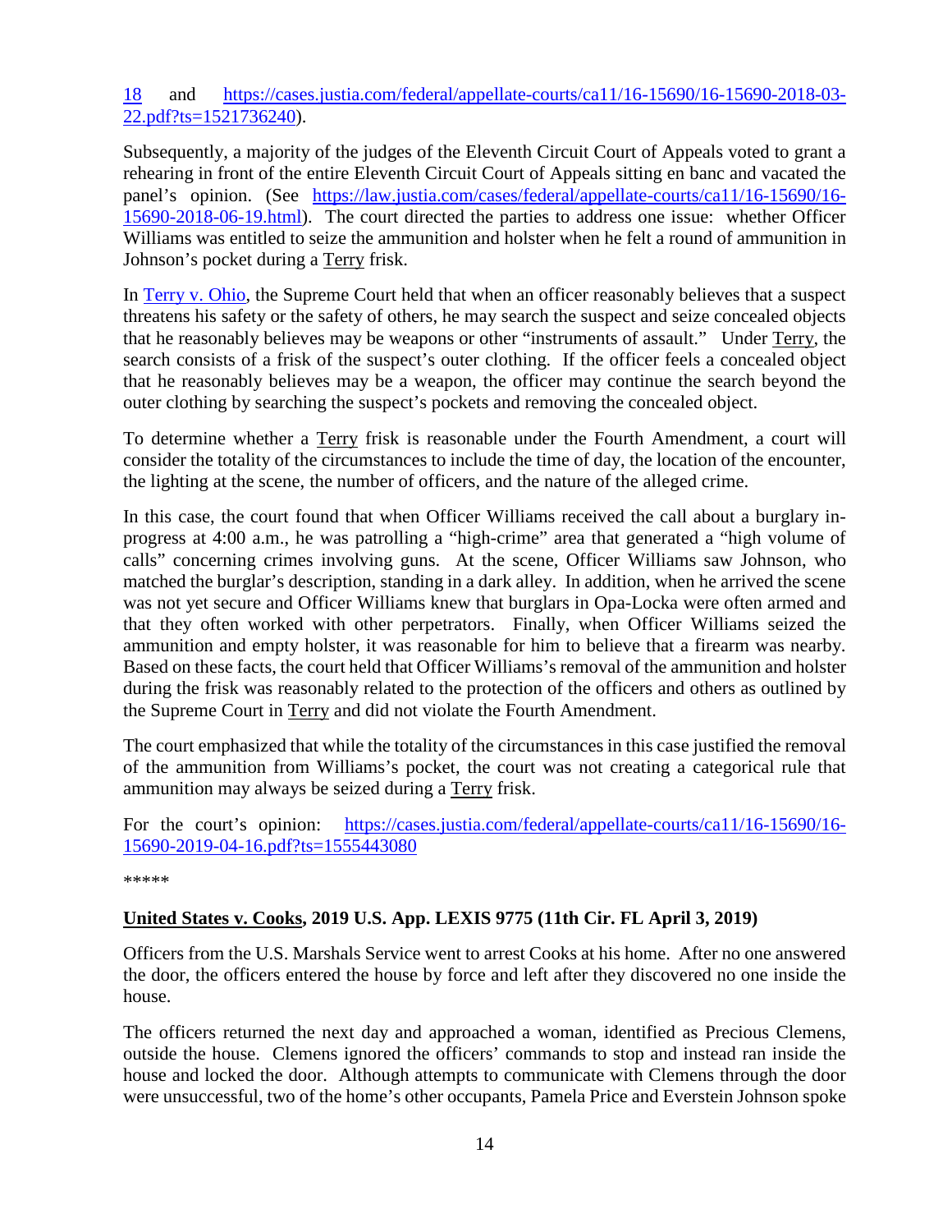18 and https://cases.justia.com/federal/appellate-courts/ca11/16-15690/16-15690-2018-03-22.pdf?ts=1521736240).

Subsequently, a majority of the judges of the Eleventh Circuit Court of Appeals voted to grant a rehearing in front of the entire Eleventh Circuit Court of Appeals sitting en banc and vacated the panel's opinion. (See https://law.justia.com/cases/federal/appellate-courts/ca11/16-15690/16-15690-2018-06-19.html). The court directed the parties to address one issue: whether Officer Williams was entitled to seize the ammunition and holster when he felt a round of ammunition in Johnson's pocket during a Terry frisk.

In Terry v. Ohio, the Supreme Court held that when an officer reasonably believes that a suspect threatens his safety or the safety of others, he may search the suspect and seize concealed objects that he reasonably believes may be weapons or other "instruments of assault." Under Terry, the search consists of a frisk of the suspect's outer clothing. If the officer feels a concealed object that he reasonably believes may be a weapon, the officer may continue the search beyond the outer clothing by searching the suspect's pockets and removing the concealed object.

To determine whether a Terry frisk is reasonable under the Fourth Amendment, a court will consider the totality of the circumstances to include the time of day, the location of the encounter, the lighting at the scene, the number of officers, and the nature of the alleged crime.

In this case, the court found that when Officer Williams received the call about a burglary in-progress at 4:00 a.m., he was patrolling a "high-crime" area that generated a "high volume of calls" concerning crimes involving guns. At the scene, Officer Williams saw Johnson, who matched the burglar's description, standing in a dark alley. In addition, when he arrived the scene was not yet secure and Officer Williams knew that burglars in Opa-Locka were often armed and that they often worked with other perpetrators. Finally, when Officer Williams seized the ammunition and empty holster, it was reasonable for him to believe that a firearm was nearby. Based on these facts, the court held that Officer Williams's removal of the ammunition and holster during the frisk was reasonably related to the protection of the officers and others as outlined by the Supreme Court in Terry and did not violate the Fourth Amendment.

The court emphasized that while the totality of the circumstances in this case justified the removal of the ammunition from Williams's pocket, the court was not creating a categorical rule that ammunition may always be seized during a Terry frisk.

For the court's opinion: https://cases.justia.com/federal/appellate-courts/ca11/16-15690/16-15690-2019-04-16.pdf?ts=1555443080

*****

**United States v. Cooks, 2019 U.S. App. LEXIS 9775 (11th Cir. FL April 3, 2019)**

Officers from the U.S. Marshals Service went to arrest Cooks at his home. After no one answered the door, the officers entered the house by force and left after they discovered no one inside the house.

The officers returned the next day and approached a woman, identified as Precious Clemens, outside the house. Clemens ignored the officers' commands to stop and instead ran inside the house and locked the door. Although attempts to communicate with Clemens through the door were unsuccessful, two of the home's other occupants, Pamela Price and Everstein Johnson spoke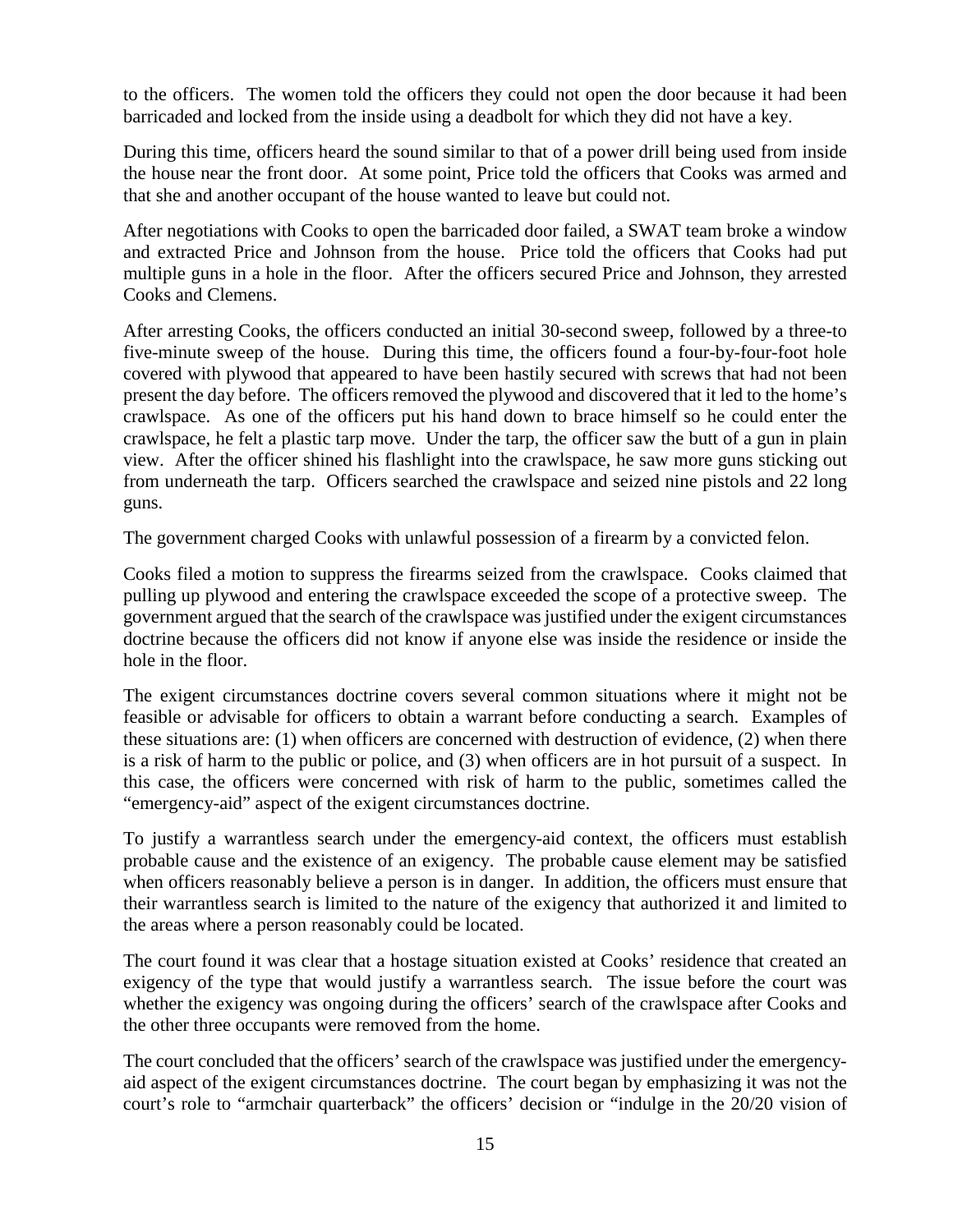to the officers. The women told the officers they could not open the door because it had been barricaded and locked from the inside using a deadbolt for which they did not have a key.

During this time, officers heard the sound similar to that of a power drill being used from inside the house near the front door. At some point, Price told the officers that Cooks was armed and that she and another occupant of the house wanted to leave but could not.

After negotiations with Cooks to open the barricaded door failed, a SWAT team broke a window and extracted Price and Johnson from the house. Price told the officers that Cooks had put multiple guns in a hole in the floor. After the officers secured Price and Johnson, they arrested Cooks and Clemens.

After arresting Cooks, the officers conducted an initial 30-second sweep, followed by a three-to five-minute sweep of the house. During this time, the officers found a four-by-four-foot hole covered with plywood that appeared to have been hastily secured with screws that had not been present the day before. The officers removed the plywood and discovered that it led to the home's crawlspace. As one of the officers put his hand down to brace himself so he could enter the crawlspace, he felt a plastic tarp move. Under the tarp, the officer saw the butt of a gun in plain view. After the officer shined his flashlight into the crawlspace, he saw more guns sticking out from underneath the tarp. Officers searched the crawlspace and seized nine pistols and 22 long guns.

The government charged Cooks with unlawful possession of a firearm by a convicted felon.

Cooks filed a motion to suppress the firearms seized from the crawlspace. Cooks claimed that pulling up plywood and entering the crawlspace exceeded the scope of a protective sweep. The government argued that the search of the crawlspace was justified under the exigent circumstances doctrine because the officers did not know if anyone else was inside the residence or inside the hole in the floor.

The exigent circumstances doctrine covers several common situations where it might not be feasible or advisable for officers to obtain a warrant before conducting a search. Examples of these situations are: (1) when officers are concerned with destruction of evidence, (2) when there is a risk of harm to the public or police, and (3) when officers are in hot pursuit of a suspect. In this case, the officers were concerned with risk of harm to the public, sometimes called the "emergency-aid" aspect of the exigent circumstances doctrine.

To justify a warrantless search under the emergency-aid context, the officers must establish probable cause and the existence of an exigency. The probable cause element may be satisfied when officers reasonably believe a person is in danger. In addition, the officers must ensure that their warrantless search is limited to the nature of the exigency that authorized it and limited to the areas where a person reasonably could be located.

The court found it was clear that a hostage situation existed at Cooks' residence that created an exigency of the type that would justify a warrantless search. The issue before the court was whether the exigency was ongoing during the officers' search of the crawlspace after Cooks and the other three occupants were removed from the home.

The court concluded that the officers' search of the crawlspace was justified under the emergency-aid aspect of the exigent circumstances doctrine. The court began by emphasizing it was not the court's role to "armchair quarterback" the officers' decision or "indulge in the 20/20 vision of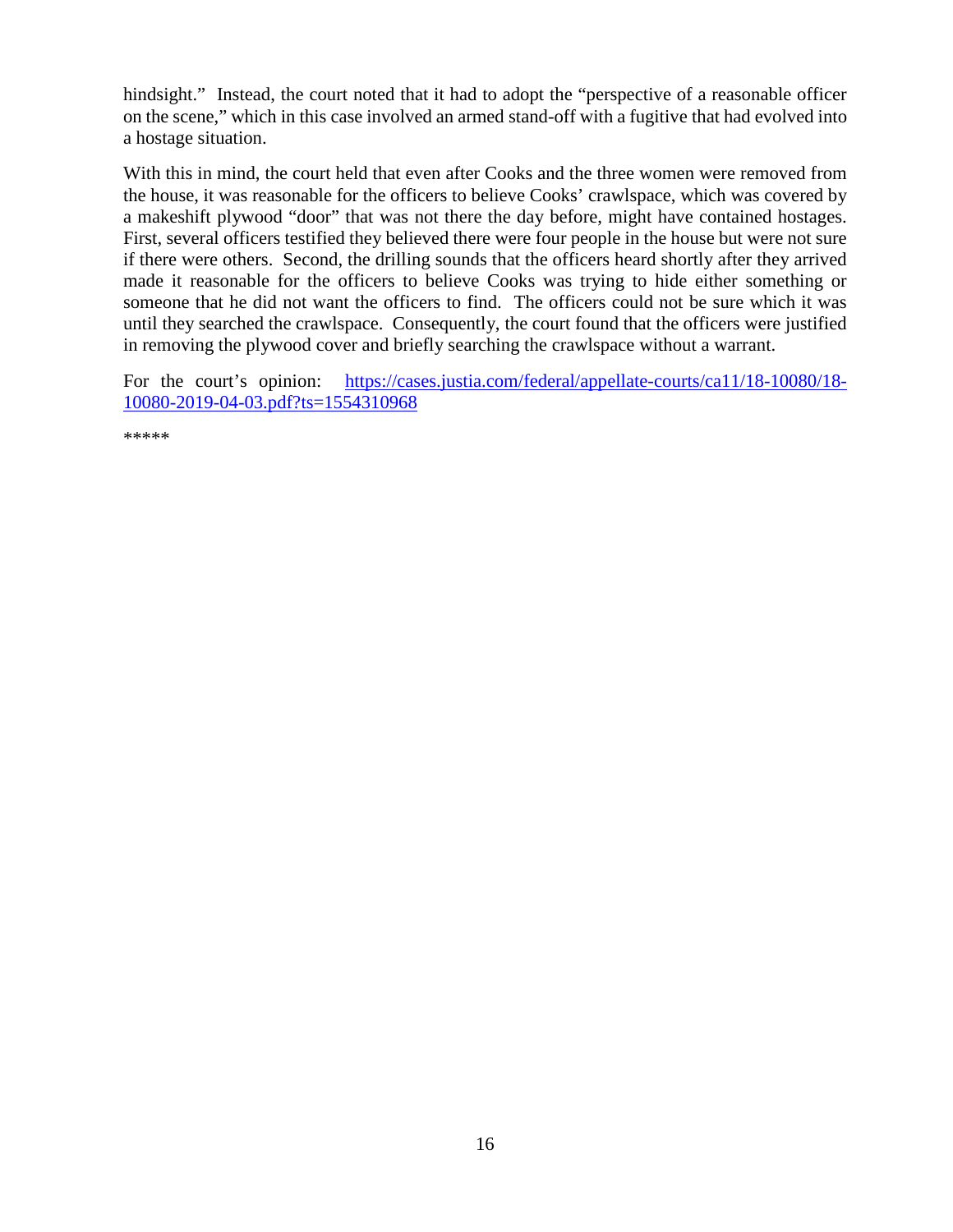hindsight." Instead, the court noted that it had to adopt the "perspective of a reasonable officer on the scene," which in this case involved an armed stand-off with a fugitive that had evolved into a hostage situation.

With this in mind, the court held that even after Cooks and the three women were removed from the house, it was reasonable for the officers to believe Cooks' crawlspace, which was covered by a makeshift plywood "door" that was not there the day before, might have contained hostages. First, several officers testified they believed there were four people in the house but were not sure if there were others. Second, the drilling sounds that the officers heard shortly after they arrived made it reasonable for the officers to believe Cooks was trying to hide either something or someone that he did not want the officers to find. The officers could not be sure which it was until they searched the crawlspace. Consequently, the court found that the officers were justified in removing the plywood cover and briefly searching the crawlspace without a warrant.

For the court's opinion: [https://cases.justia.com/federal/appellate-courts/ca11/18-10080/18-10080-2019-04-03.pdf?ts=1554310968](https://cases.justia.com/federal/appellate-courts/ca11/18-10080/18-10080-2019-04-03.pdf?ts=1554310968)

*****